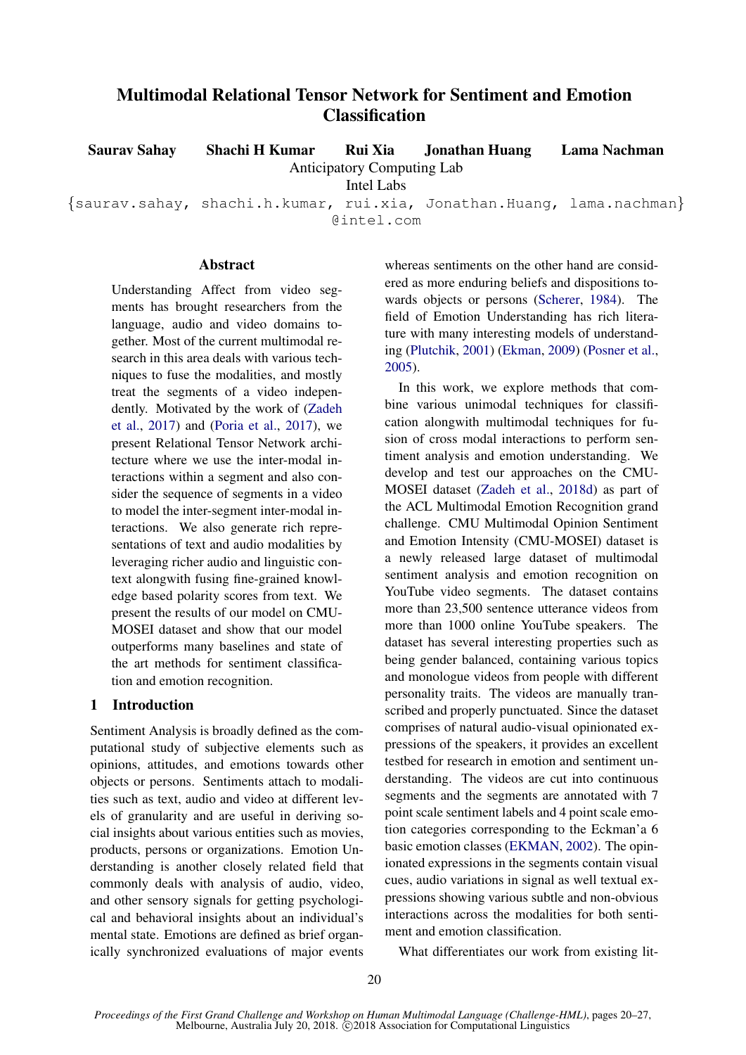# Multimodal Relational Tensor Network for Sentiment and Emotion Classification

**Saurav Sahay  Shachi H Kumar  Rui Xia  Jonathan Huang  Lama Nachman**

Anticipatory Computing Lab

Intel Labs

{saurav.sahay, shachi.h.kumar, rui.xia, Jonathan.Huang, lama.nachman}@intel.com

## Abstract

Understanding Affect from video segments has brought researchers from the language, audio and video domains together. Most of the current multimodal research in this area deals with various techniques to fuse the modalities, and mostly treat the segments of a video independently. Motivated by the work of (Zadeh et al., 2017) and (Poria et al., 2017), we present Relational Tensor Network architecture where we use the inter-modal interactions within a segment and also consider the sequence of segments in a video to model the inter-segment inter-modal interactions. We also generate rich representations of text and audio modalities by leveraging richer audio and linguistic context alongwith fusing fine-grained knowledge based polarity scores from text. We present the results of our model on CMU-MOSEI dataset and show that our model outperforms many baselines and state of the art methods for sentiment classification and emotion recognition.

## 1 Introduction

Sentiment Analysis is broadly defined as the computational study of subjective elements such as opinions, attitudes, and emotions towards other objects or persons. Sentiments attach to modalities such as text, audio and video at different levels of granularity and are useful in deriving social insights about various entities such as movies, products, persons or organizations. Emotion Understanding is another closely related field that commonly deals with analysis of audio, video, and other sensory signals for getting psychological and behavioral insights about an individual's mental state. Emotions are defined as brief organically synchronized evaluations of major events whereas sentiments on the other hand are considered as more enduring beliefs and dispositions towards objects or persons (Scherer, 1984). The field of Emotion Understanding has rich literature with many interesting models of understanding (Plutchik, 2001) (Ekman, 2009) (Posner et al., 2005).

In this work, we explore methods that combine various unimodal techniques for classification alongwith multimodal techniques for fusion of cross modal interactions to perform sentiment analysis and emotion understanding. We develop and test our approaches on the CMU-MOSEI dataset (Zadeh et al., 2018d) as part of the ACL Multimodal Emotion Recognition grand challenge. CMU Multimodal Opinion Sentiment and Emotion Intensity (CMU-MOSEI) dataset is a newly released large dataset of multimodal sentiment analysis and emotion recognition on YouTube video segments. The dataset contains more than 23,500 sentence utterance videos from more than 1000 online YouTube speakers. The dataset has several interesting properties such as being gender balanced, containing various topics and monologue videos from people with different personality traits. The videos are manually transcribed and properly punctuated. Since the dataset comprises of natural audio-visual opinionated expressions of the speakers, it provides an excellent testbed for research in emotion and sentiment understanding. The videos are cut into continuous segments and the segments are annotated with 7 point scale sentiment labels and 4 point scale emotion categories corresponding to the Eckman'a 6 basic emotion classes (EKMAN, 2002). The opinionated expressions in the segments contain visual cues, audio variations in signal as well textual expressions showing various subtle and non-obvious interactions across the modalities for both sentiment and emotion classification.

What differentiates our work from existing lit-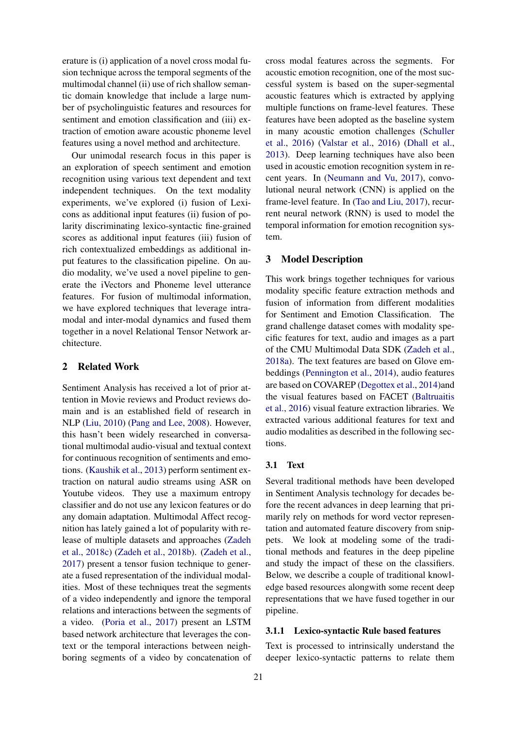erature is (i) application of a novel cross modal fusion technique across the temporal segments of the multimodal channel (ii) use of rich shallow semantic domain knowledge that include a large number of psycholinguistic features and resources for sentiment and emotion classification and (iii) extraction of emotion aware acoustic phoneme level features using a novel method and architecture.

Our unimodal research focus in this paper is an exploration of speech sentiment and emotion recognition using various text dependent and text independent techniques. On the text modality experiments, we've explored (i) fusion of Lexicons as additional input features (ii) fusion of polarity discriminating lexico-syntactic fine-grained scores as additional input features (iii) fusion of rich contextualized embeddings as additional input features to the classification pipeline. On audio modality, we've used a novel pipeline to generate the iVectors and Phoneme level utterance features. For fusion of multimodal information, we have explored techniques that leverage intra-modal and inter-modal dynamics and fused them together in a novel Relational Tensor Network architecture.

## 2 Related Work

Sentiment Analysis has received a lot of prior attention in Movie reviews and Product reviews domain and is an established field of research in NLP (Liu, 2010) (Pang and Lee, 2008). However, this hasn't been widely researched in conversational multimodal audio-visual and textual context for continuous recognition of sentiments and emotions. (Kaushik et al., 2013) perform sentiment extraction on natural audio streams using ASR on Youtube videos. They use a maximum entropy classifier and do not use any lexicon features or do any domain adaptation. Multimodal Affect recognition has lately gained a lot of popularity with release of multiple datasets and approaches (Zadeh et al., 2018c) (Zadeh et al., 2018b). (Zadeh et al., 2017) present a tensor fusion technique to generate a fused representation of the individual modalities. Most of these techniques treat the segments of a video independently and ignore the temporal relations and interactions between the segments of a video. (Poria et al., 2017) present an LSTM based network architecture that leverages the context or the temporal interactions between neighboring segments of a video by concatenation of cross modal features across the segments. For acoustic emotion recognition, one of the most successful system is based on the super-segmental acoustic features which is extracted by applying multiple functions on frame-level features. These features have been adopted as the baseline system in many acoustic emotion challenges (Schuller et al., 2016) (Valstar et al., 2016) (Dhall et al., 2013). Deep learning techniques have also been used in acoustic emotion recognition system in recent years. In (Neumann and Vu, 2017), convolutional neural network (CNN) is applied on the frame-level feature. In (Tao and Liu, 2017), recurrent neural network (RNN) is used to model the temporal information for emotion recognition system.

## 3 Model Description

This work brings together techniques for various modality specific feature extraction methods and fusion of information from different modalities for Sentiment and Emotion Classification. The grand challenge dataset comes with modality specific features for text, audio and images as a part of the CMU Multimodal Data SDK (Zadeh et al., 2018a). The text features are based on Glove embeddings (Pennington et al., 2014), audio features are based on COVAREP (Degottex et al., 2014)and the visual features based on FACET (Baltruaitis et al., 2016) visual feature extraction libraries. We extracted various additional features for text and audio modalities as described in the following sections.

### 3.1 Text

Several traditional methods have been developed in Sentiment Analysis technology for decades before the recent advances in deep learning that primarily rely on methods for word vector representation and automated feature discovery from snippets. We look at modeling some of the traditional methods and features in the deep pipeline and study the impact of these on the classifiers. Below, we describe a couple of traditional knowledge based resources alongwith some recent deep representations that we have fused together in our pipeline.

#### 3.1.1 Lexico-syntactic Rule based features

Text is processed to intrinsically understand the deeper lexico-syntactic patterns to relate them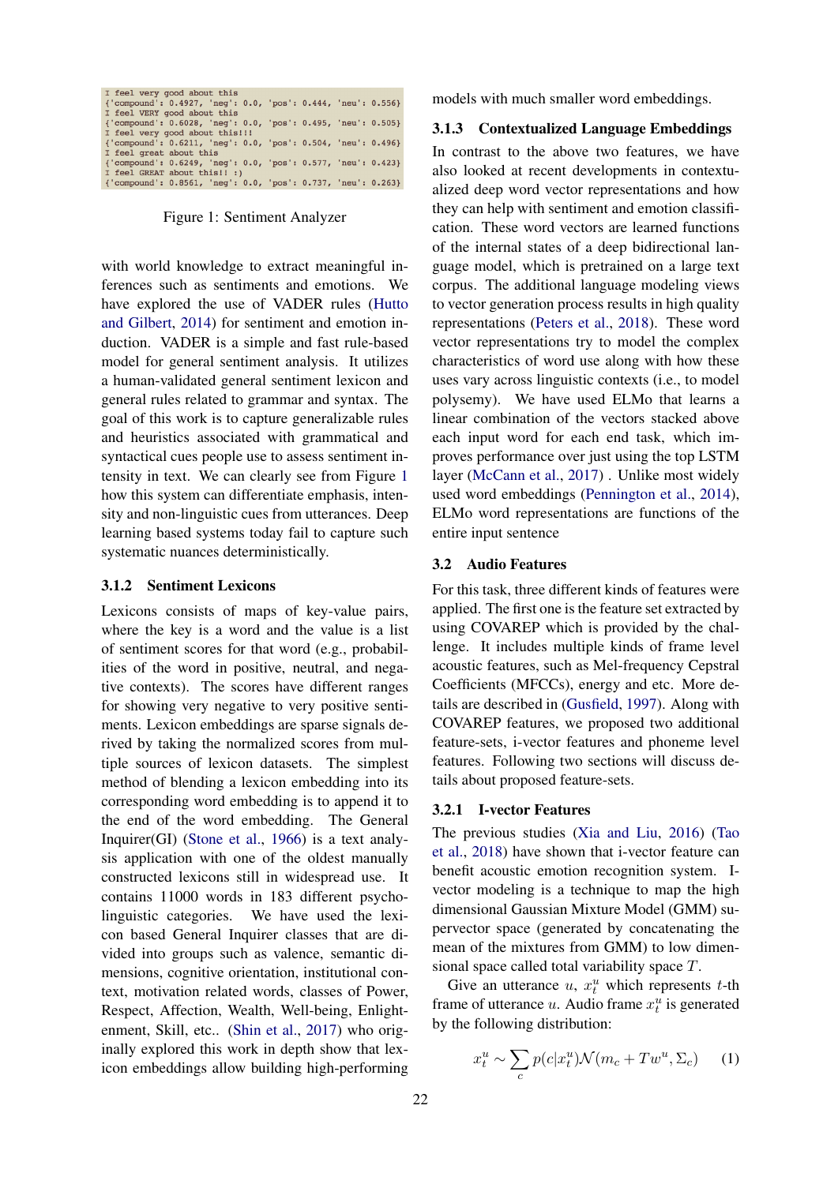```
I feel very good about this
{'compound': 0.4927, 'neg': 0.0, 'pos': 0.444, 'neu': 0.556}
I feel VERY good about this
{'compound': 0.6028, 'neg': 0.0, 'pos': 0.495, 'neu': 0.505}
I feel very good about this!!!
{'compound': 0.6211, 'neg': 0.0, 'pos': 0.504, 'neu': 0.496}
I feel great about this
{'compound': 0.6249, 'neg': 0.0, 'pos': 0.577, 'neu': 0.423}
I feel GREAT about this!! :)
{'compound': 0.8561, 'neg': 0.0, 'pos': 0.737, 'neu': 0.263}
```

Figure 1: Sentiment Analyzer

with world knowledge to extract meaningful inferences such as sentiments and emotions. We have explored the use of VADER rules (Hutto and Gilbert, 2014) for sentiment and emotion induction. VADER is a simple and fast rule-based model for general sentiment analysis. It utilizes a human-validated general sentiment lexicon and general rules related to grammar and syntax. The goal of this work is to capture generalizable rules and heuristics associated with grammatical and syntactical cues people use to assess sentiment intensity in text. We can clearly see from Figure 1 how this system can differentiate emphasis, intensity and non-linguistic cues from utterances. Deep learning based systems today fail to capture such systematic nuances deterministically.

#### 3.1.2 Sentiment Lexicons

Lexicons consists of maps of key-value pairs, where the key is a word and the value is a list of sentiment scores for that word (e.g., probabilities of the word in positive, neutral, and negative contexts). The scores have different ranges for showing very negative to very positive sentiments. Lexicon embeddings are sparse signals derived by taking the normalized scores from multiple sources of lexicon datasets. The simplest method of blending a lexicon embedding into its corresponding word embedding is to append it to the end of the word embedding. The General Inquirer(GI) (Stone et al., 1966) is a text analysis application with one of the oldest manually constructed lexicons still in widespread use. It contains 11000 words in 183 different psycholinguistic categories. We have used the lexicon based General Inquirer classes that are divided into groups such as valence, semantic dimensions, cognitive orientation, institutional context, motivation related words, classes of Power, Respect, Affection, Wealth, Well-being, Enlightenment, Skill, etc.. (Shin et al., 2017) who originally explored this work in depth show that lexicon embeddings allow building high-performing models with much smaller word embeddings.

#### 3.1.3 Contextualized Language Embeddings

In contrast to the above two features, we have also looked at recent developments in contextualized deep word vector representations and how they can help with sentiment and emotion classification. These word vectors are learned functions of the internal states of a deep bidirectional language model, which is pretrained on a large text corpus. The additional language modeling views to vector generation process results in high quality representations (Peters et al., 2018). These word vector representations try to model the complex characteristics of word use along with how these uses vary across linguistic contexts (i.e., to model polysemy). We have used ELMo that learns a linear combination of the vectors stacked above each input word for each end task, which improves performance over just using the top LSTM layer (McCann et al., 2017) . Unlike most widely used word embeddings (Pennington et al., 2014), ELMo word representations are functions of the entire input sentence

### 3.2 Audio Features

For this task, three different kinds of features were applied. The first one is the feature set extracted by using COVAREP which is provided by the challenge. It includes multiple kinds of frame level acoustic features, such as Mel-frequency Cepstral Coefficients (MFCCs), energy and etc. More details are described in (Gusfield, 1997). Along with COVAREP features, we proposed two additional feature-sets, i-vector features and phoneme level features. Following two sections will discuss details about proposed feature-sets.

#### 3.2.1 I-vector Features

The previous studies (Xia and Liu, 2016) (Tao et al., 2018) have shown that i-vector feature can benefit acoustic emotion recognition system. I-vector modeling is a technique to map the high dimensional Gaussian Mixture Model (GMM) supervector space (generated by concatenating the mean of the mixtures from GMM) to low dimensional space called total variability space $T$.

Give an utterance $u$, $x_t^u$ which represents $t$-th frame of utterance $u$. Audio frame $x_t^u$ is generated by the following distribution:

$$x_t^u \sim \sum_c p(c|x_t^u)\mathcal{N}(m_c + Tw^u, \Sigma_c) \quad (1)$$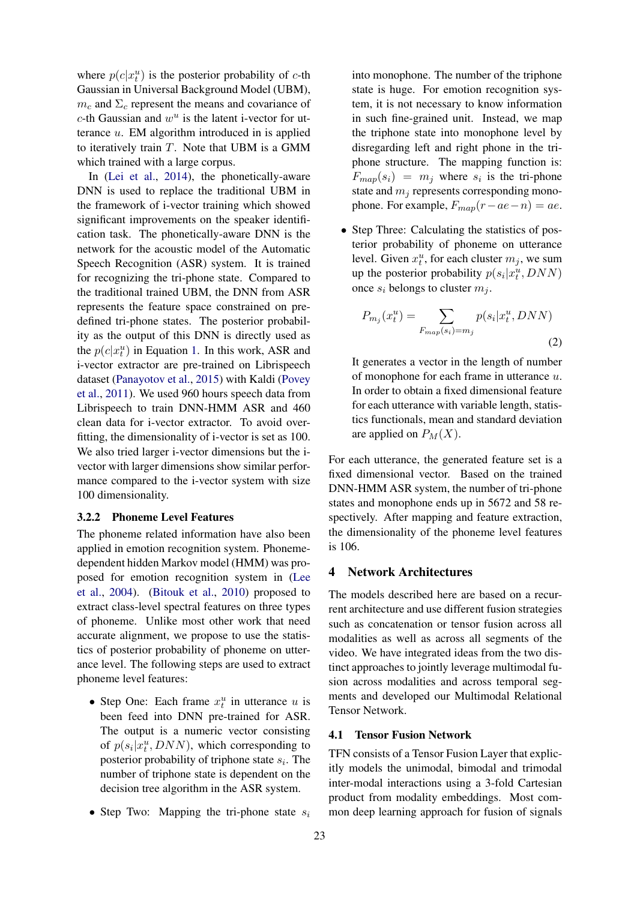where $p(c|x_t^u)$ is the posterior probability of $c$-th Gaussian in Universal Background Model (UBM), $m_c$ and $\Sigma_c$ represent the means and covariance of $c$-th Gaussian and $w^u$ is the latent i-vector for utterance $u$. EM algorithm introduced in is applied to iteratively train $T$. Note that UBM is a GMM which trained with a large corpus.

In (Lei et al., 2014), the phonetically-aware DNN is used to replace the traditional UBM in the framework of i-vector training which showed significant improvements on the speaker identification task. The phonetically-aware DNN is the network for the acoustic model of the Automatic Speech Recognition (ASR) system. It is trained for recognizing the tri-phone state. Compared to the traditional trained UBM, the DNN from ASR represents the feature space constrained on predefined tri-phone states. The posterior probability as the output of this DNN is directly used as the $p(c|x_t^u)$ in Equation 1. In this work, ASR and i-vector extractor are pre-trained on Librispeech dataset (Panayotov et al., 2015) with Kaldi (Povey et al., 2011). We used 960 hours speech data from Librispeech to train DNN-HMM ASR and 460 clean data for i-vector extractor. To avoid overfitting, the dimensionality of i-vector is set as 100. We also tried larger i-vector dimensions but the i-vector with larger dimensions show similar performance compared to the i-vector system with size 100 dimensionality.

#### 3.2.2 Phoneme Level Features

The phoneme related information have also been applied in emotion recognition system. Phoneme-dependent hidden Markov model (HMM) was proposed for emotion recognition system in (Lee et al., 2004). (Bitouk et al., 2010) proposed to extract class-level spectral features on three types of phoneme. Unlike most other work that need accurate alignment, we propose to use the statistics of posterior probability of phoneme on utterance level. The following steps are used to extract phoneme level features:

- Step One: Each frame $x_t^u$ in utterance $u$ is been feed into DNN pre-trained for ASR. The output is a numeric vector consisting of $p(s_i|x_t^u, DNN)$, which corresponding to posterior probability of triphone state $s_i$. The number of triphone state is dependent on the decision tree algorithm in the ASR system.

- Step Two: Mapping the tri-phone state $s_i$ into monophone. The number of the triphone state is huge. For emotion recognition system, it is not necessary to know information in such fine-grained unit. Instead, we map the triphone state into monophone level by disregarding left and right phone in the tri-phone structure. The mapping function is: $F_{map}(s_i) = m_j$ where $s_i$ is the tri-phone state and $m_j$ represents corresponding monophone. For example, $F_{map}(r-ae-n) = ae$.

- Step Three: Calculating the statistics of posterior probability of phoneme on utterance level. Given $x_t^u$, for each cluster $m_j$, we sum up the posterior probability $p(s_i|x_t^u, DNN)$ once $s_i$ belongs to cluster $m_j$.

$$P_{m_j}(x_t^u) = \sum_{F_{map}(s_i)=m_j} p(s_i|x_t^u, DNN) \tag{2}$$

It generates a vector in the length of number of monophone for each frame in utterance $u$. In order to obtain a fixed dimensional feature for each utterance with variable length, statistics functionals, mean and standard deviation are applied on $P_M(X)$.

For each utterance, the generated feature set is a fixed dimensional vector. Based on the trained DNN-HMM ASR system, the number of tri-phone states and monophone ends up in 5672 and 58 respectively. After mapping and feature extraction, the dimensionality of the phoneme level features is 106.

## 4 Network Architectures

The models described here are based on a recurrent architecture and use different fusion strategies such as concatenation or tensor fusion across all modalities as well as across all segments of the video. We have integrated ideas from the two distinct approaches to jointly leverage multimodal fusion across modalities and across temporal segments and developed our Multimodal Relational Tensor Network.

### 4.1 Tensor Fusion Network

TFN consists of a Tensor Fusion Layer that explicitly models the unimodal, bimodal and trimodal inter-modal interactions using a 3-fold Cartesian product from modality embeddings. Most common deep learning approach for fusion of signals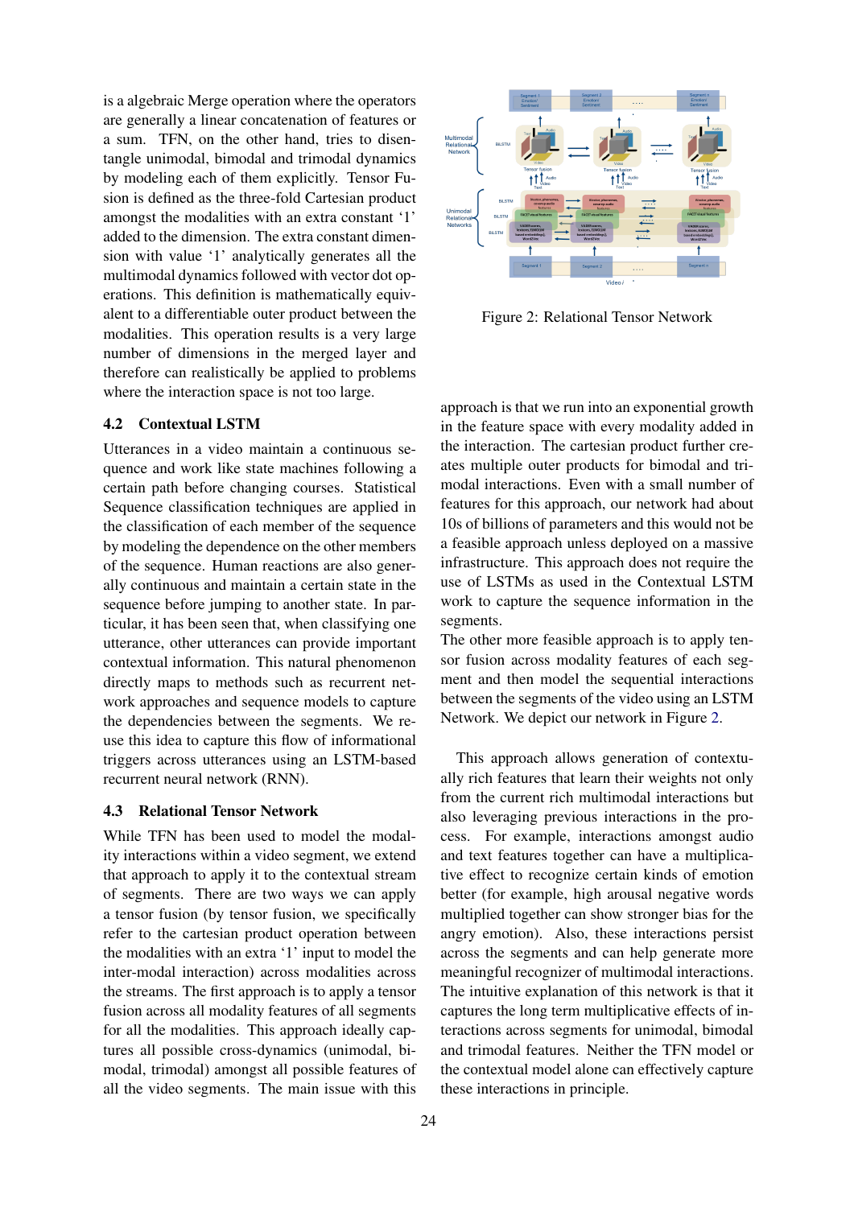is a algebraic Merge operation where the operators are generally a linear concatenation of features or a sum. TFN, on the other hand, tries to disentangle unimodal, bimodal and trimodal dynamics by modeling each of them explicitly. Tensor Fusion is defined as the three-fold Cartesian product amongst the modalities with an extra constant '1' added to the dimension. The extra constant dimension with value '1' analytically generates all the multimodal dynamics followed with vector dot operations. This definition is mathematically equivalent to a differentiable outer product between the modalities. This operation results is a very large number of dimensions in the merged layer and therefore can realistically be applied to problems where the interaction space is not too large.

## 4.2 Contextual LSTM

Utterances in a video maintain a continuous sequence and work like state machines following a certain path before changing courses. Statistical Sequence classification techniques are applied in the classification of each member of the sequence by modeling the dependence on the other members of the sequence. Human reactions are also generally continuous and maintain a certain state in the sequence before jumping to another state. In particular, it has been seen that, when classifying one utterance, other utterances can provide important contextual information. This natural phenomenon directly maps to methods such as recurrent network approaches and sequence models to capture the dependencies between the segments. We reuse this idea to capture this flow of informational triggers across utterances using an LSTM-based recurrent neural network (RNN).

## 4.3 Relational Tensor Network

While TFN has been used to model the modality interactions within a video segment, we extend that approach to apply it to the contextual stream of segments. There are two ways we can apply a tensor fusion (by tensor fusion, we specifically refer to the cartesian product operation between the modalities with an extra '1' input to model the inter-modal interaction) across modalities across the streams. The first approach is to apply a tensor fusion across all modality features of all segments for all the modalities. This approach ideally captures all possible cross-dynamics (unimodal, bimodal, trimodal) amongst all possible features of all the video segments. The main issue with this approach is that we run into an exponential growth in the feature space with every modality added in the interaction. The cartesian product further creates multiple outer products for bimodal and trimodal interactions. Even with a small number of features for this approach, our network had about 10s of billions of parameters and this would not be a feasible approach unless deployed on a massive infrastructure. This approach does not require the use of LSTMs as used in the Contextual LSTM work to capture the sequence information in the segments.

The other more feasible approach is to apply tensor fusion across modality features of each segment and then model the sequential interactions between the segments of the video using an LSTM Network. We depict our network in Figure 2.

Figure 2: Relational Tensor Network

This approach allows generation of contextually rich features that learn their weights not only from the current rich multimodal interactions but also leveraging previous interactions in the process. For example, interactions amongst audio and text features together can have a multiplicative effect to recognize certain kinds of emotion better (for example, high arousal negative words multiplied together can show stronger bias for the angry emotion). Also, these interactions persist across the segments and can help generate more meaningful recognizer of multimodal interactions. The intuitive explanation of this network is that it captures the long term multiplicative effects of interactions across segments for unimodal, bimodal and trimodal features. Neither the TFN model or the contextual model alone can effectively capture these interactions in principle.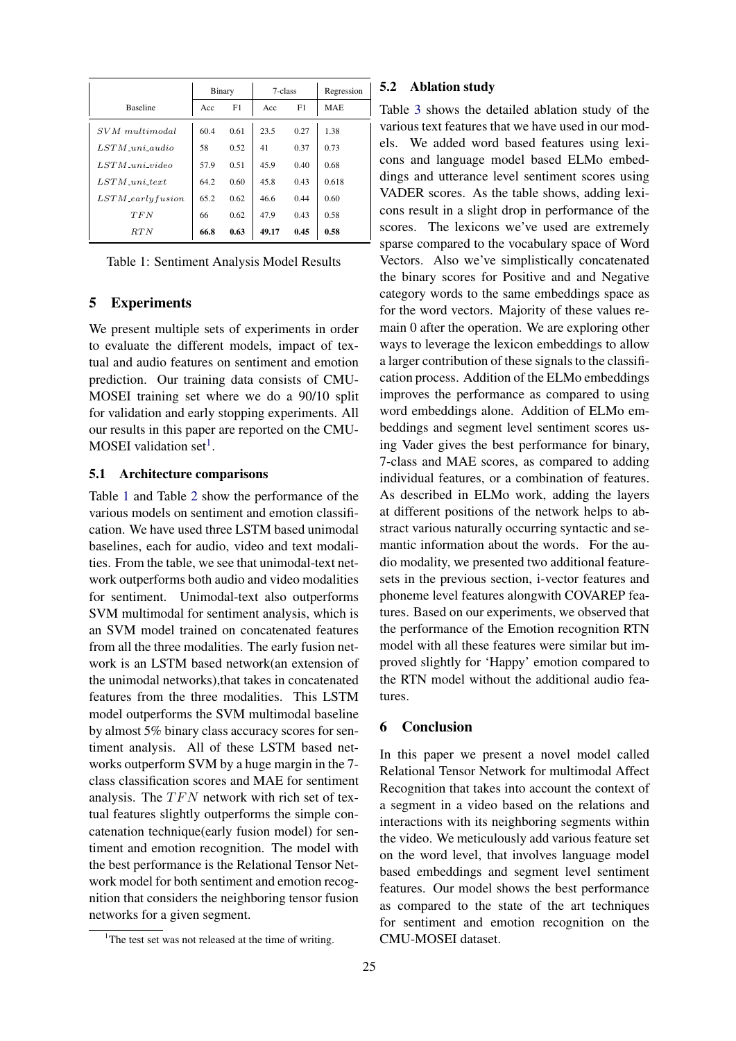| Baseline | Binary | | 7-class | | Regression |
|---|---|---|---|---|---|
| | Acc | F1 | Acc | F1 | MAE |
| $SVM\ multimodal$ | 60.4 | 0.61 | 23.5 | 0.27 | 1.38 |
| $LSTM\_uni\_audio$ | 58 | 0.52 | 41 | 0.37 | 0.73 |
| $LSTM\_uni\_video$ | 57.9 | 0.51 | 45.9 | 0.40 | 0.68 |
| $LSTM\_uni\_text$ | 64.2 | 0.60 | 45.8 | 0.43 | 0.618 |
| $LSTM\_earlyfusion$ | 65.2 | 0.62 | 46.6 | 0.44 | 0.60 |
| $TFN$ | 66 | 0.62 | 47.9 | 0.43 | 0.58 |
| $RTN$ | **66.8** | **0.63** | **49.17** | **0.45** | **0.58** |

Table 1: Sentiment Analysis Model Results

## 5 Experiments

We present multiple sets of experiments in order to evaluate the different models, impact of textual and audio features on sentiment and emotion prediction. Our training data consists of CMU-MOSEI training set where we do a 90/10 split for validation and early stopping experiments. All our results in this paper are reported on the CMU-MOSEI validation set[1].

### 5.1 Architecture comparisons

Table 1 and Table 2 show the performance of the various models on sentiment and emotion classification. We have used three LSTM based unimodal baselines, each for audio, video and text modalities. From the table, we see that unimodal-text network outperforms both audio and video modalities for sentiment. Unimodal-text also outperforms SVM multimodal for sentiment analysis, which is an SVM model trained on concatenated features from all the three modalities. The early fusion network is an LSTM based network(an extension of the unimodal networks),that takes in concatenated features from the three modalities. This LSTM model outperforms the SVM multimodal baseline by almost 5% binary class accuracy scores for sentiment analysis. All of these LSTM based networks outperform SVM by a huge margin in the 7-class classification scores and MAE for sentiment analysis. The $TFN$ network with rich set of textual features slightly outperforms the simple concatenation technique(early fusion model) for sentiment and emotion recognition. The model with the best performance is the Relational Tensor Network model for both sentiment and emotion recognition that considers the neighboring tensor fusion networks for a given segment.

[1]The test set was not released at the time of writing.

### 5.2 Ablation study

Table 3 shows the detailed ablation study of the various text features that we have used in our models. We added word based features using lexicons and language model based ELMo embeddings and utterance level sentiment scores using VADER scores. As the table shows, adding lexicons result in a slight drop in performance of the scores. The lexicons we've used are extremely sparse compared to the vocabulary space of Word Vectors. Also we've simplistically concatenated the binary scores for Positive and and Negative category words to the same embeddings space as for the word vectors. Majority of these values remain 0 after the operation. We are exploring other ways to leverage the lexicon embeddings to allow a larger contribution of these signals to the classification process. Addition of the ELMo embeddings improves the performance as compared to using word embeddings alone. Addition of ELMo embeddings and segment level sentiment scores using Vader gives the best performance for binary, 7-class and MAE scores, as compared to adding individual features, or a combination of features. As described in ELMo work, adding the layers at different positions of the network helps to abstract various naturally occurring syntactic and semantic information about the words. For the audio modality, we presented two additional featuresets in the previous section, i-vector features and phoneme level features alongwith COVAREP features. Based on our experiments, we observed that the performance of the Emotion recognition RTN model with all these features were similar but improved slightly for 'Happy' emotion compared to the RTN model without the additional audio features.

## 6 Conclusion

In this paper we present a novel model called Relational Tensor Network for multimodal Affect Recognition that takes into account the context of a segment in a video based on the relations and interactions with its neighboring segments within the video. We meticulously add various feature set on the word level, that involves language model based embeddings and segment level sentiment features. Our model shows the best performance as compared to the state of the art techniques for sentiment and emotion recognition on the CMU-MOSEI dataset.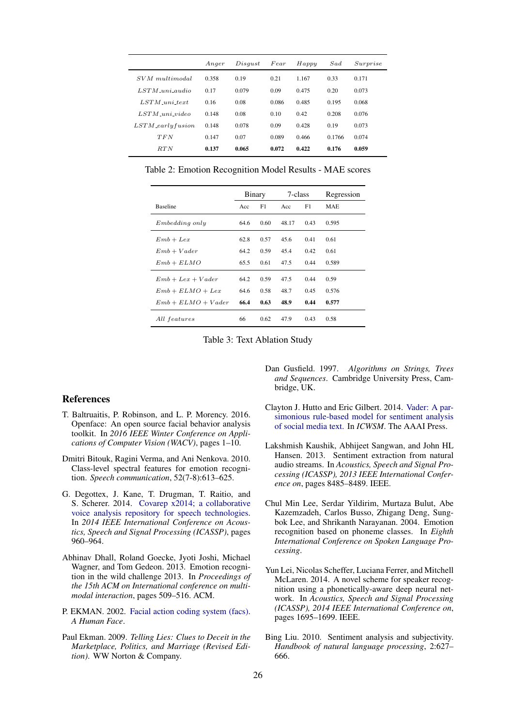| | *Anger* | *Disgust* | *Fear* | *Happy* | *Sad* | *Surprise* |
|---|---|---|---|---|---|---|
| *SVM multimodal* | 0.358 | 0.19 | 0.21 | 1.167 | 0.33 | 0.171 |
| *LSTM_uni_audio* | 0.17 | 0.079 | 0.09 | 0.475 | 0.20 | 0.073 |
| *LSTM_uni_text* | 0.16 | 0.08 | 0.086 | 0.485 | 0.195 | 0.068 |
| *LSTM_uni_video* | 0.148 | 0.08 | 0.10 | 0.42 | 0.208 | 0.076 |
| *LSTM_earlyfusion* | 0.148 | 0.078 | 0.09 | 0.428 | 0.19 | 0.073 |
| *TFN* | 0.147 | 0.07 | 0.089 | 0.466 | 0.1766 | 0.074 |
| *RTN* | **0.137** | **0.065** | **0.072** | **0.422** | **0.176** | **0.059** |

Table 2: Emotion Recognition Model Results - MAE scores

| | Binary | | 7-class | | Regression |
|---|---|---|---|---|---|
| Baseline | Acc | F1 | Acc | F1 | MAE |
| *Embedding only* | 64.6 | 0.60 | 48.17 | 0.43 | 0.595 |
| *Emb + Lex* | 62.8 | 0.57 | 45.6 | 0.41 | 0.61 |
| *Emb + Vader* | 64.2 | 0.59 | 45.4 | 0.42 | 0.61 |
| *Emb + ELMO* | 65.5 | 0.61 | 47.5 | 0.44 | 0.589 |
| *Emb + Lex + Vader* | 64.2 | 0.59 | 47.5 | 0.44 | 0.59 |
| *Emb + ELMO + Lex* | 64.6 | 0.58 | 48.7 | 0.45 | 0.576 |
| *Emb + ELMO + Vader* | **66.4** | **0.63** | **48.9** | **0.44** | **0.577** |
| *All features* | 66 | 0.62 | 47.9 | 0.43 | 0.58 |

Table 3: Text Ablation Study

## References

T. Baltruaitis, P. Robinson, and L. P. Morency. 2016. Openface: An open source facial behavior analysis toolkit. In *2016 IEEE Winter Conference on Applications of Computer Vision (WACV)*, pages 1–10.

Dmitri Bitouk, Ragini Verma, and Ani Nenkova. 2010. Class-level spectral features for emotion recognition. *Speech communication*, 52(7-8):613–625.

G. Degottex, J. Kane, T. Drugman, T. Raitio, and S. Scherer. 2014. Covarep x2014; a collaborative voice analysis repository for speech technologies. In *2014 IEEE International Conference on Acoustics, Speech and Signal Processing (ICASSP)*, pages 960–964.

Abhinav Dhall, Roland Goecke, Jyoti Joshi, Michael Wagner, and Tom Gedeon. 2013. Emotion recognition in the wild challenge 2013. In *Proceedings of the 15th ACM on International conference on multimodal interaction*, pages 509–516. ACM.

P. EKMAN. 2002. Facial action coding system (facs). *A Human Face*.

Paul Ekman. 2009. *Telling Lies: Clues to Deceit in the Marketplace, Politics, and Marriage (Revised Edition)*. WW Norton & Company.

Dan Gusfield. 1997. *Algorithms on Strings, Trees and Sequences*. Cambridge University Press, Cambridge, UK.

Clayton J. Hutto and Eric Gilbert. 2014. Vader: A parsimonious rule-based model for sentiment analysis of social media text. In *ICWSM*. The AAAI Press.

Lakshmish Kaushik, Abhijeet Sangwan, and John HL Hansen. 2013. Sentiment extraction from natural audio streams. In *Acoustics, Speech and Signal Processing (ICASSP), 2013 IEEE International Conference on*, pages 8485–8489. IEEE.

Chul Min Lee, Serdar Yildirim, Murtaza Bulut, Abe Kazemzadeh, Carlos Busso, Zhigang Deng, Sungbok Lee, and Shrikanth Narayanan. 2004. Emotion recognition based on phoneme classes. In *Eighth International Conference on Spoken Language Processing*.

Yun Lei, Nicolas Scheffer, Luciana Ferrer, and Mitchell McLaren. 2014. A novel scheme for speaker recognition using a phonetically-aware deep neural network. In *Acoustics, Speech and Signal Processing (ICASSP), 2014 IEEE International Conference on*, pages 1695–1699. IEEE.

Bing Liu. 2010. Sentiment analysis and subjectivity. *Handbook of natural language processing*, 2:627–666.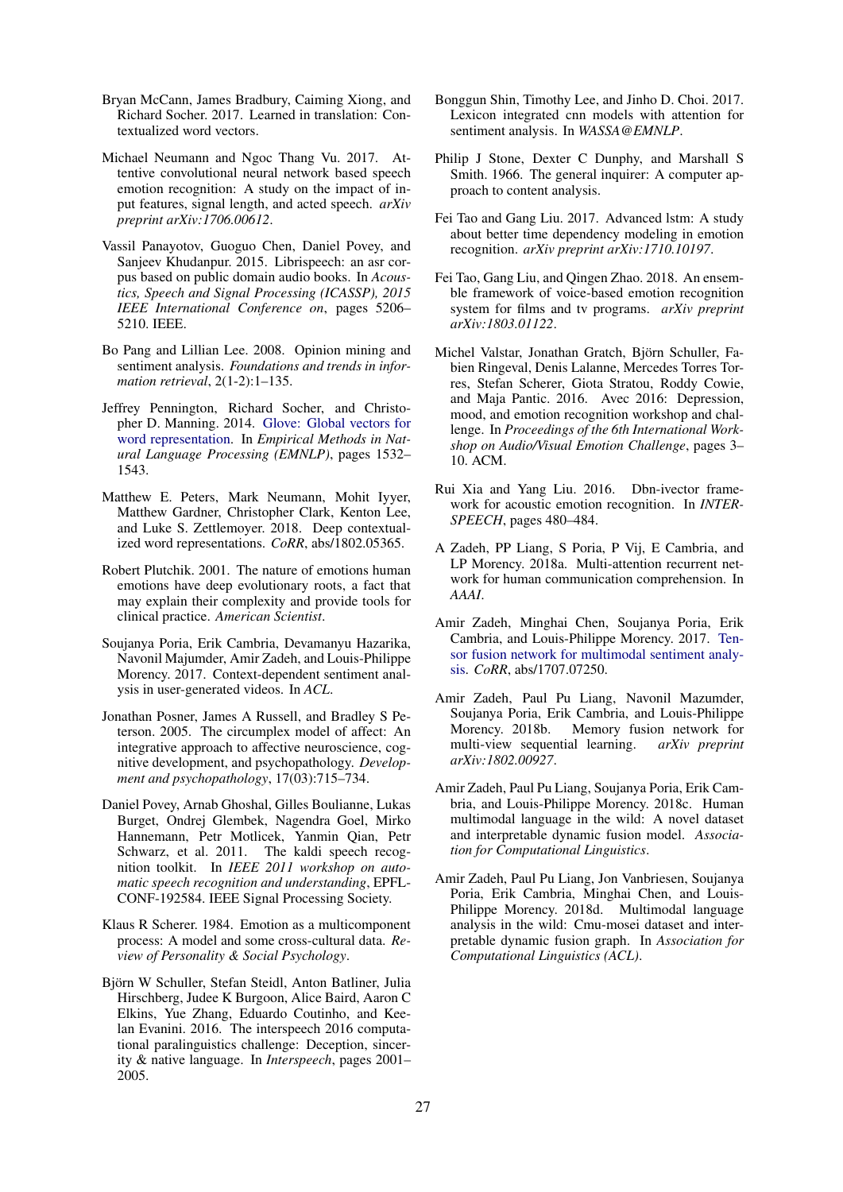Bryan McCann, James Bradbury, Caiming Xiong, and Richard Socher. 2017. Learned in translation: Contextualized word vectors.

Michael Neumann and Ngoc Thang Vu. 2017. Attentive convolutional neural network based speech emotion recognition: A study on the impact of input features, signal length, and acted speech. *arXiv preprint arXiv:1706.00612*.

Vassil Panayotov, Guoguo Chen, Daniel Povey, and Sanjeev Khudanpur. 2015. Librispeech: an asr corpus based on public domain audio books. In *Acoustics, Speech and Signal Processing (ICASSP), 2015 IEEE International Conference on*, pages 5206–5210. IEEE.

Bo Pang and Lillian Lee. 2008. Opinion mining and sentiment analysis. *Foundations and trends in information retrieval*, 2(1-2):1–135.

Jeffrey Pennington, Richard Socher, and Christopher D. Manning. 2014. Glove: Global vectors for word representation. In *Empirical Methods in Natural Language Processing (EMNLP)*, pages 1532–1543.

Matthew E. Peters, Mark Neumann, Mohit Iyyer, Matthew Gardner, Christopher Clark, Kenton Lee, and Luke S. Zettlemoyer. 2018. Deep contextualized word representations. *CoRR*, abs/1802.05365.

Robert Plutchik. 2001. The nature of emotions human emotions have deep evolutionary roots, a fact that may explain their complexity and provide tools for clinical practice. *American Scientist*.

Soujanya Poria, Erik Cambria, Devamanyu Hazarika, Navonil Majumder, Amir Zadeh, and Louis-Philippe Morency. 2017. Context-dependent sentiment analysis in user-generated videos. In *ACL*.

Jonathan Posner, James A Russell, and Bradley S Peterson. 2005. The circumplex model of affect: An integrative approach to affective neuroscience, cognitive development, and psychopathology. *Development and psychopathology*, 17(03):715–734.

Daniel Povey, Arnab Ghoshal, Gilles Boulianne, Lukas Burget, Ondrej Glembek, Nagendra Goel, Mirko Hannemann, Petr Motlicek, Yanmin Qian, Petr Schwarz, et al. 2011. The kaldi speech recognition toolkit. In *IEEE 2011 workshop on automatic speech recognition and understanding*, EPFL-CONF-192584. IEEE Signal Processing Society.

Klaus R Scherer. 1984. Emotion as a multicomponent process: A model and some cross-cultural data. *Review of Personality & Social Psychology*.

Björn W Schuller, Stefan Steidl, Anton Batliner, Julia Hirschberg, Judee K Burgoon, Alice Baird, Aaron C Elkins, Yue Zhang, Eduardo Coutinho, and Keelan Evanini. 2016. The interspeech 2016 computational paralinguistics challenge: Deception, sincerity & native language. In *Interspeech*, pages 2001–2005.

Bonggun Shin, Timothy Lee, and Jinho D. Choi. 2017. Lexicon integrated cnn models with attention for sentiment analysis. In *WASSA@EMNLP*.

Philip J Stone, Dexter C Dunphy, and Marshall S Smith. 1966. The general inquirer: A computer approach to content analysis.

Fei Tao and Gang Liu. 2017. Advanced lstm: A study about better time dependency modeling in emotion recognition. *arXiv preprint arXiv:1710.10197*.

Fei Tao, Gang Liu, and Qingen Zhao. 2018. An ensemble framework of voice-based emotion recognition system for films and tv programs. *arXiv preprint arXiv:1803.01122*.

Michel Valstar, Jonathan Gratch, Björn Schuller, Fabien Ringeval, Denis Lalanne, Mercedes Torres Torres, Stefan Scherer, Giota Stratou, Roddy Cowie, and Maja Pantic. 2016. Avec 2016: Depression, mood, and emotion recognition workshop and challenge. In *Proceedings of the 6th International Workshop on Audio/Visual Emotion Challenge*, pages 3–10. ACM.

Rui Xia and Yang Liu. 2016. Dbn-ivector framework for acoustic emotion recognition. In *INTERSPEECH*, pages 480–484.

A Zadeh, PP Liang, S Poria, P Vij, E Cambria, and LP Morency. 2018a. Multi-attention recurrent network for human communication comprehension. In *AAAI*.

Amir Zadeh, Minghai Chen, Soujanya Poria, Erik Cambria, and Louis-Philippe Morency. 2017. Tensor fusion network for multimodal sentiment analysis. *CoRR*, abs/1707.07250.

Amir Zadeh, Paul Pu Liang, Navonil Mazumder, Soujanya Poria, Erik Cambria, and Louis-Philippe Morency. 2018b. Memory fusion network for multi-view sequential learning. *arXiv preprint arXiv:1802.00927*.

Amir Zadeh, Paul Pu Liang, Soujanya Poria, Erik Cambria, and Louis-Philippe Morency. 2018c. Human multimodal language in the wild: A novel dataset and interpretable dynamic fusion model. *Association for Computational Linguistics*.

Amir Zadeh, Paul Pu Liang, Jon Vanbriesen, Soujanya Poria, Erik Cambria, Minghai Chen, and Louis-Philippe Morency. 2018d. Multimodal language analysis in the wild: Cmu-mosei dataset and interpretable dynamic fusion graph. In *Association for Computational Linguistics (ACL)*.